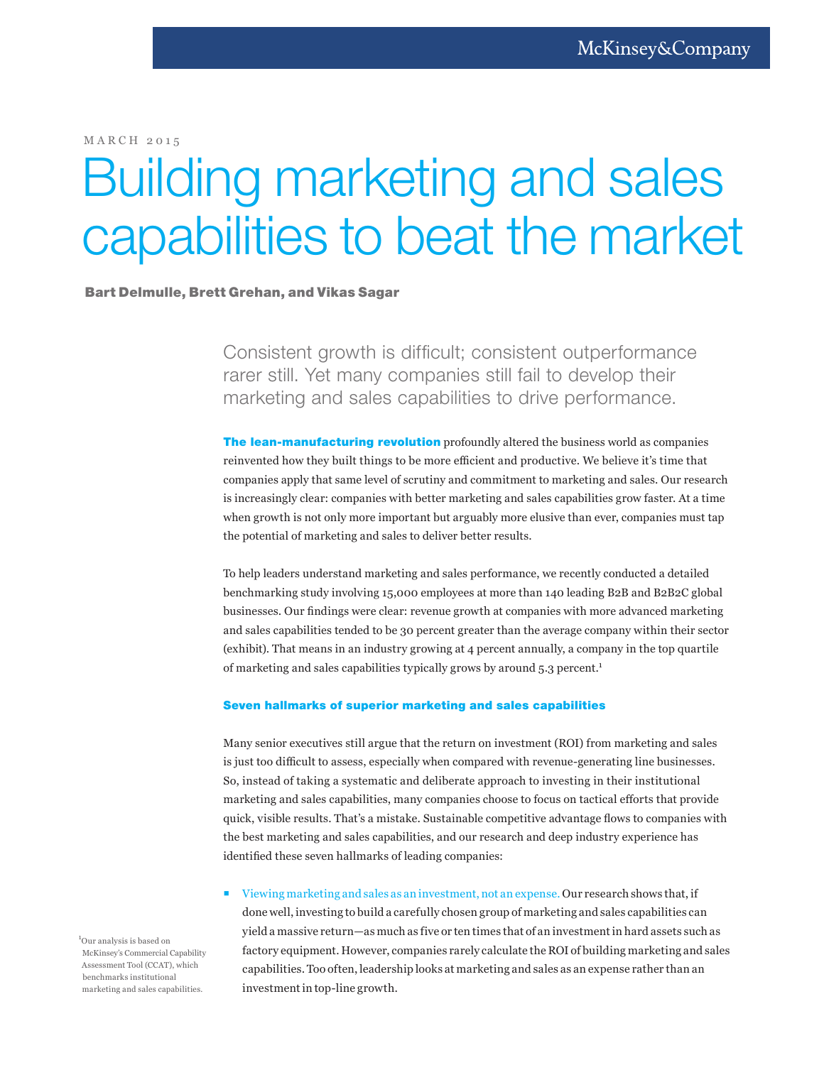McKinsey&Company

MARCH 2015

# Building marketing and sales capabilities to beat the market

**Bart Delmulle, Brett Grehan, and Vikas Sagar**

Consistent growth is difficult; consistent outperformance rarer still. Yet many companies still fail to develop their marketing and sales capabilities to drive performance.

**The lean-manufacturing revolution** profoundly altered the business world as companies reinvented how they built things to be more efficient and productive. We believe it's time that companies apply that same level of scrutiny and commitment to marketing and sales. Our research is increasingly clear: companies with better marketing and sales capabilities grow faster. At a time when growth is not only more important but arguably more elusive than ever, companies must tap the potential of marketing and sales to deliver better results.

To help leaders understand marketing and sales performance, we recently conducted a detailed benchmarking study involving 15,000 employees at more than 140 leading B2B and B2B2C global businesses. Our findings were clear: revenue growth at companies with more advanced marketing and sales capabilities tended to be 30 percent greater than the average company within their sector (exhibit). That means in an industry growing at 4 percent annually, a company in the top quartile of marketing and sales capabilities typically grows by around 5.3 percent.[1]

## Seven hallmarks of superior marketing and sales capabilities

Many senior executives still argue that the return on investment (ROI) from marketing and sales is just too difficult to assess, especially when compared with revenue-generating line businesses. So, instead of taking a systematic and deliberate approach to investing in their institutional marketing and sales capabilities, many companies choose to focus on tactical efforts that provide quick, visible results. That's a mistake. Sustainable competitive advantage flows to companies with the best marketing and sales capabilities, and our research and deep industry experience has identified these seven hallmarks of leading companies:

- Viewing marketing and sales as an investment, not an expense. Our research shows that, if done well, investing to build a carefully chosen group of marketing and sales capabilities can yield a massive return—as much as five or ten times that of an investment in hard assets such as factory equipment. However, companies rarely calculate the ROI of building marketing and sales capabilities. Too often, leadership looks at marketing and sales as an expense rather than an investment in top-line growth.

[1] Our analysis is based on McKinsey's Commercial Capability Assessment Tool (CCAT), which benchmarks institutional marketing and sales capabilities.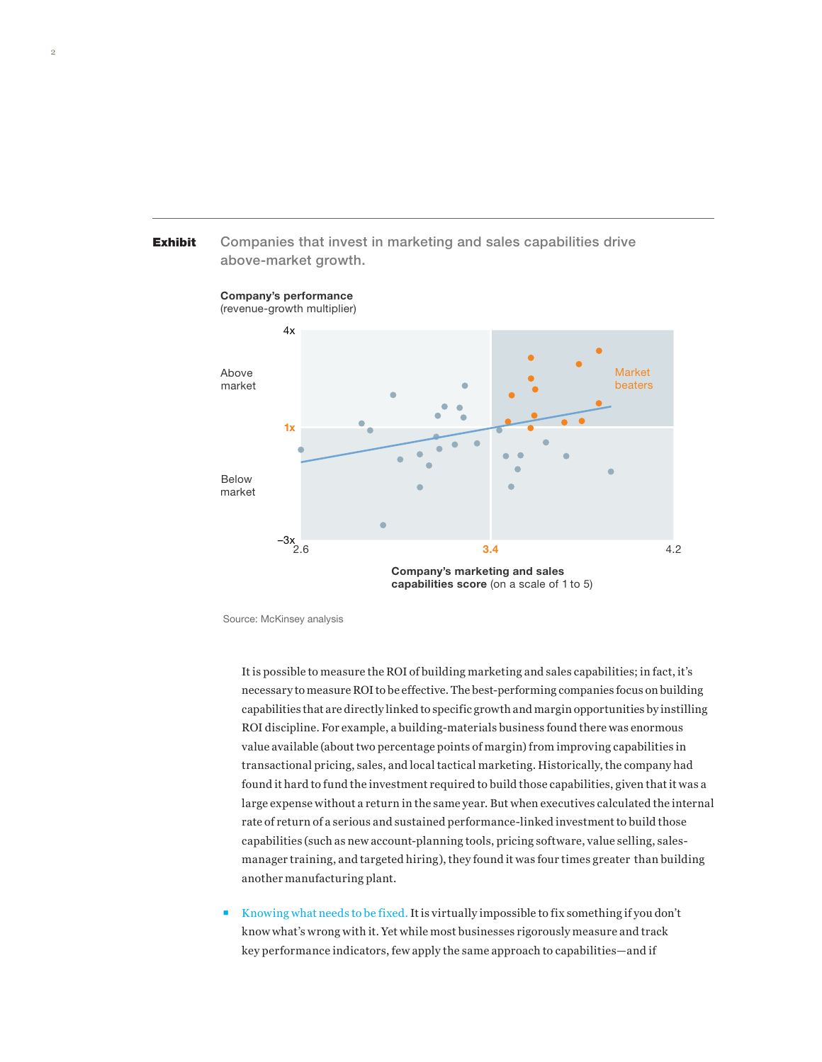**Exhibit** Companies that invest in marketing and sales capabilities drive above-market growth.

**Company's performance**
(revenue-growth multiplier)

4x

Above market

Market beaters

1x

Below market

–3x

2.6 3.4 4.2

**Company's marketing and sales capabilities score** (on a scale of 1 to 5)

Source: McKinsey analysis

It is possible to measure the ROI of building marketing and sales capabilities; in fact, it's necessary to measure ROI to be effective. The best-performing companies focus on building capabilities that are directly linked to specific growth and margin opportunities by instilling ROI discipline. For example, a building-materials business found there was enormous value available (about two percentage points of margin) from improving capabilities in transactional pricing, sales, and local tactical marketing. Historically, the company had found it hard to fund the investment required to build those capabilities, given that it was a large expense without a return in the same year. But when executives calculated the internal rate of return of a serious and sustained performance-linked investment to build those capabilities (such as new account-planning tools, pricing software, value selling, sales-manager training, and targeted hiring), they found it was four times greater than building another manufacturing plant.

- Knowing what needs to be fixed. It is virtually impossible to fix something if you don't know what's wrong with it. Yet while most businesses rigorously measure and track key performance indicators, few apply the same approach to capabilities—and if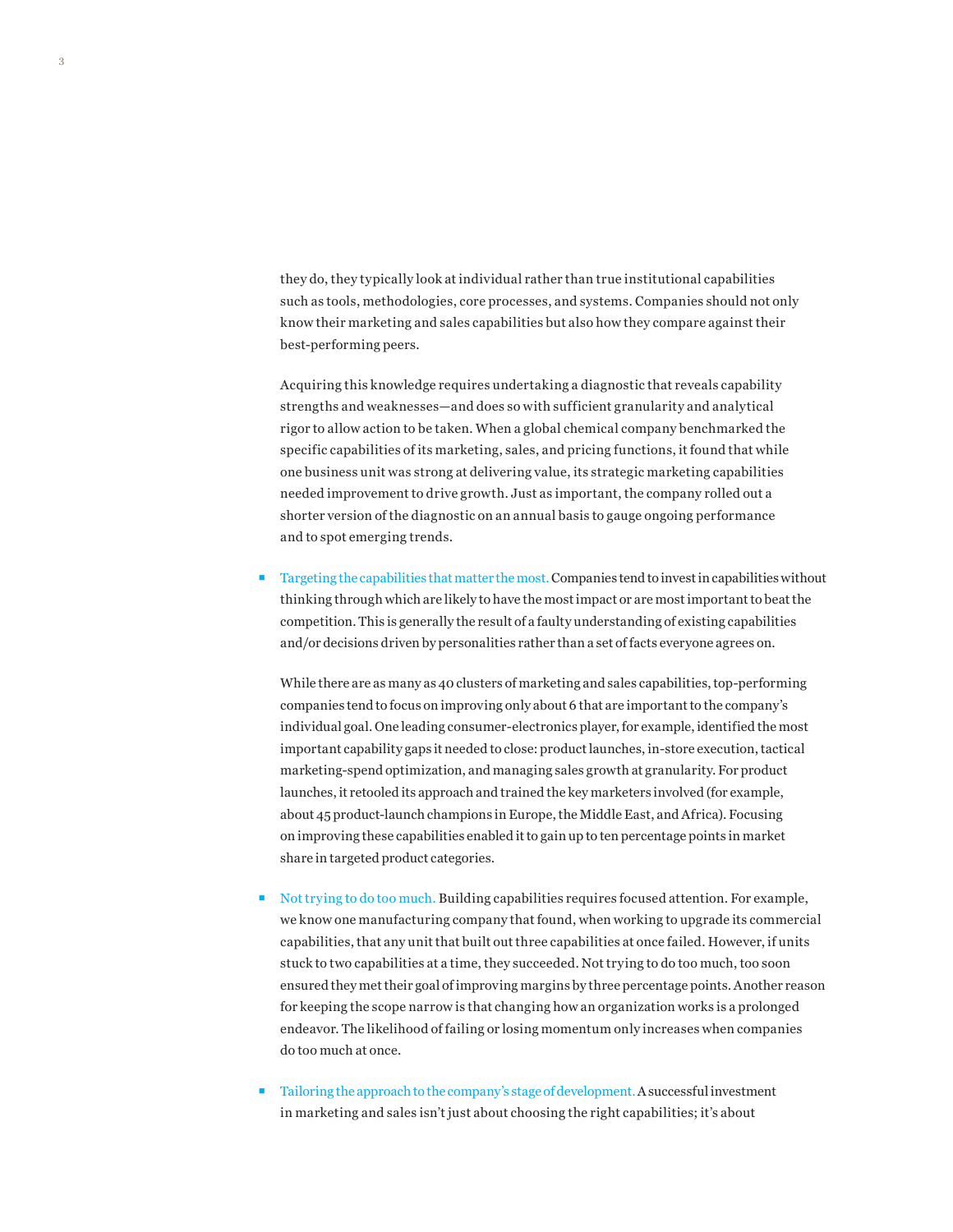they do, they typically look at individual rather than true institutional capabilities such as tools, methodologies, core processes, and systems. Companies should not only know their marketing and sales capabilities but also how they compare against their best-performing peers.

Acquiring this knowledge requires undertaking a diagnostic that reveals capability strengths and weaknesses—and does so with sufficient granularity and analytical rigor to allow action to be taken. When a global chemical company benchmarked the specific capabilities of its marketing, sales, and pricing functions, it found that while one business unit was strong at delivering value, its strategic marketing capabilities needed improvement to drive growth. Just as important, the company rolled out a shorter version of the diagnostic on an annual basis to gauge ongoing performance and to spot emerging trends.

- Targeting the capabilities that matter the most. Companies tend to invest in capabilities without thinking through which are likely to have the most impact or are most important to beat the competition. This is generally the result of a faulty understanding of existing capabilities and/or decisions driven by personalities rather than a set of facts everyone agrees on.

  While there are as many as 40 clusters of marketing and sales capabilities, top-performing companies tend to focus on improving only about 6 that are important to the company's individual goal. One leading consumer-electronics player, for example, identified the most important capability gaps it needed to close: product launches, in-store execution, tactical marketing-spend optimization, and managing sales growth at granularity. For product launches, it retooled its approach and trained the key marketers involved (for example, about 45 product-launch champions in Europe, the Middle East, and Africa). Focusing on improving these capabilities enabled it to gain up to ten percentage points in market share in targeted product categories.

- Not trying to do too much. Building capabilities requires focused attention. For example, we know one manufacturing company that found, when working to upgrade its commercial capabilities, that any unit that built out three capabilities at once failed. However, if units stuck to two capabilities at a time, they succeeded. Not trying to do too much, too soon ensured they met their goal of improving margins by three percentage points. Another reason for keeping the scope narrow is that changing how an organization works is a prolonged endeavor. The likelihood of failing or losing momentum only increases when companies do too much at once.

- Tailoring the approach to the company's stage of development. A successful investment in marketing and sales isn't just about choosing the right capabilities; it's about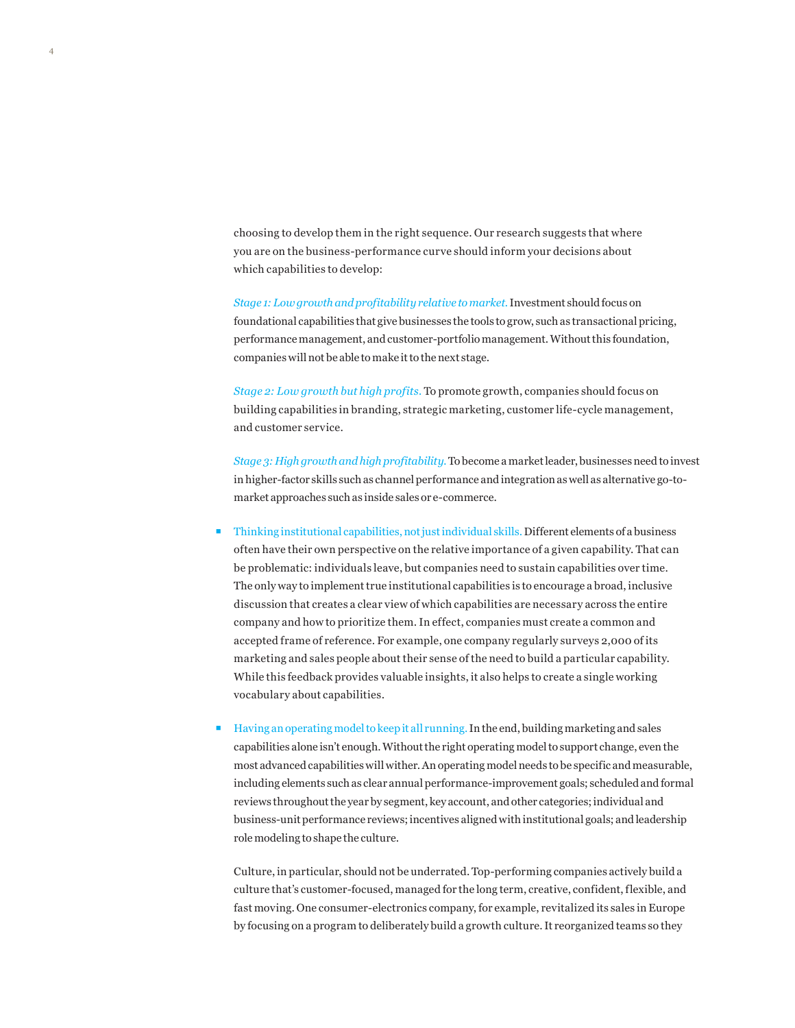choosing to develop them in the right sequence. Our research suggests that where you are on the business-performance curve should inform your decisions about which capabilities to develop:

*Stage 1: Low growth and profitability relative to market.* Investment should focus on foundational capabilities that give businesses the tools to grow, such as transactional pricing, performance management, and customer-portfolio management. Without this foundation, companies will not be able to make it to the next stage.

*Stage 2: Low growth but high profits.* To promote growth, companies should focus on building capabilities in branding, strategic marketing, customer life-cycle management, and customer service.

*Stage 3: High growth and high profitability.* To become a market leader, businesses need to invest in higher-factor skills such as channel performance and integration as well as alternative go-to-market approaches such as inside sales or e-commerce.

- Thinking institutional capabilities, not just individual skills. Different elements of a business often have their own perspective on the relative importance of a given capability. That can be problematic: individuals leave, but companies need to sustain capabilities over time. The only way to implement true institutional capabilities is to encourage a broad, inclusive discussion that creates a clear view of which capabilities are necessary across the entire company and how to prioritize them. In effect, companies must create a common and accepted frame of reference. For example, one company regularly surveys 2,000 of its marketing and sales people about their sense of the need to build a particular capability. While this feedback provides valuable insights, it also helps to create a single working vocabulary about capabilities.

- Having an operating model to keep it all running. In the end, building marketing and sales capabilities alone isn't enough. Without the right operating model to support change, even the most advanced capabilities will wither. An operating model needs to be specific and measurable, including elements such as clear annual performance-improvement goals; scheduled and formal reviews throughout the year by segment, key account, and other categories; individual and business-unit performance reviews; incentives aligned with institutional goals; and leadership role modeling to shape the culture.

  Culture, in particular, should not be underrated. Top-performing companies actively build a culture that's customer-focused, managed for the long term, creative, confident, flexible, and fast moving. One consumer-electronics company, for example, revitalized its sales in Europe by focusing on a program to deliberately build a growth culture. It reorganized teams so they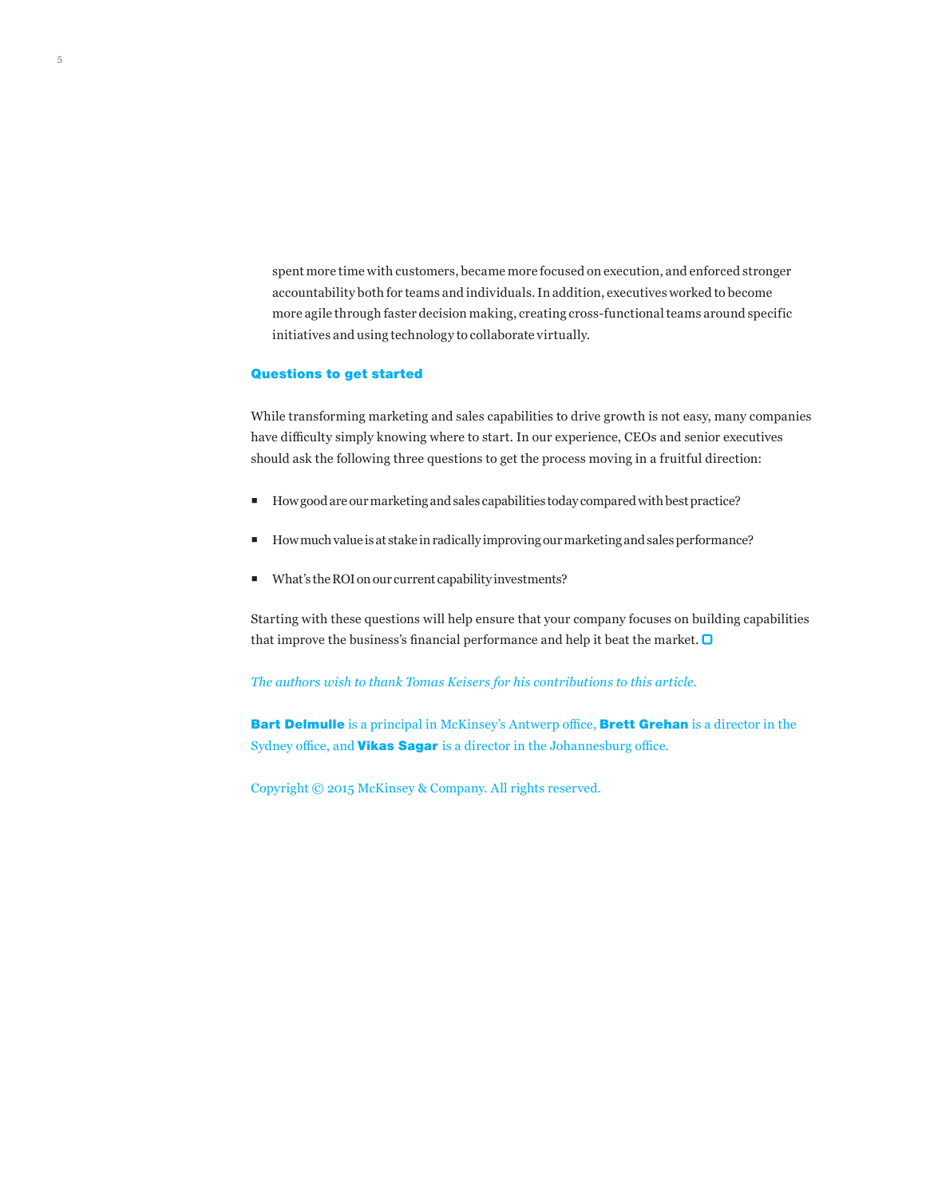spent more time with customers, became more focused on execution, and enforced stronger accountability both for teams and individuals. In addition, executives worked to become more agile through faster decision making, creating cross-functional teams around specific initiatives and using technology to collaborate virtually.

## Questions to get started

While transforming marketing and sales capabilities to drive growth is not easy, many companies have difficulty simply knowing where to start. In our experience, CEOs and senior executives should ask the following three questions to get the process moving in a fruitful direction:

- How good are our marketing and sales capabilities today compared with best practice?
- How much value is at stake in radically improving our marketing and sales performance?
- What's the ROI on our current capability investments?

Starting with these questions will help ensure that your company focuses on building capabilities that improve the business's financial performance and help it beat the market.

*The authors wish to thank Tomas Keisers for his contributions to this article.*

**Bart Delmulle** is a principal in McKinsey's Antwerp office, **Brett Grehan** is a director in the Sydney office, and **Vikas Sagar** is a director in the Johannesburg office.

Copyright © 2015 McKinsey & Company. All rights reserved.